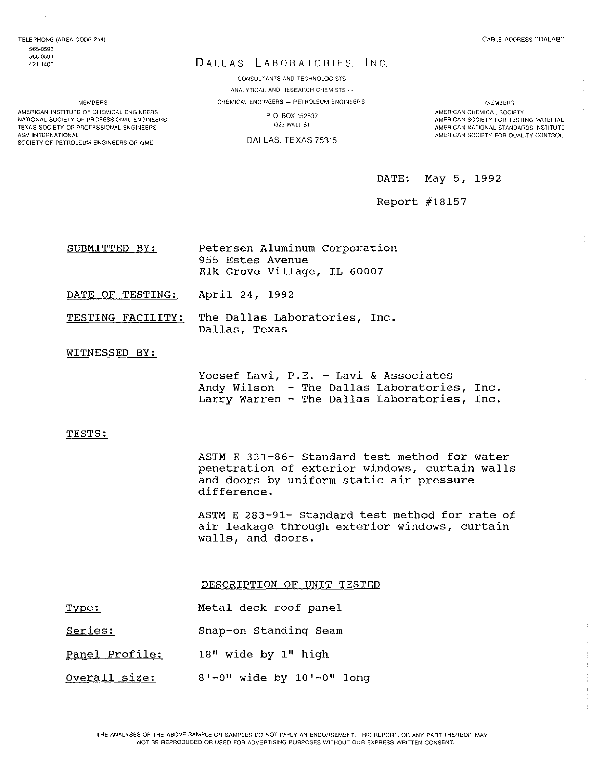TELEPHONE (AREA CODE 214)
565-0593
565-0594
421-1400

CABLE ADDRESS "DALAB"

# DALLAS LABORATORIES, INC.

CONSULTANTS AND TECHNOLOGISTS
ANALYTICAL AND RESEARCH CHEMISTS —
CHEMICAL ENGINEERS — PETROLEUM ENGINEERS

P. O. BOX 152837
1323 WALL ST

DALLAS, TEXAS 75315

MEMBERS
AMERICAN INSTITUTE OF CHEMICAL ENGINEERS
NATIONAL SOCIETY OF PROFESSIONAL ENGINEERS
TEXAS SOCIETY OF PROFESSIONAL ENGINEERS
ASM INTERNATIONAL
SOCIETY OF PETROLEUM ENGINEERS OF AIME

MEMBERS
AMERICAN CHEMICAL SOCIETY
AMERICAN SOCIETY FOR TESTING MATERIAL
AMERICAN NATIONAL STANDARDS INSTITUTE
AMERICAN SOCIETY FOR QUALITY CONTROL

DATE: May 5, 1992

Report #18157

SUBMITTED BY: Petersen Aluminum Corporation
955 Estes Avenue
Elk Grove Village, IL 60007

DATE OF TESTING: April 24, 1992

TESTING FACILITY: The Dallas Laboratories, Inc.
Dallas, Texas

WITNESSED BY:

Yoosef Lavi, P.E. - Lavi & Associates
Andy Wilson - The Dallas Laboratories, Inc.
Larry Warren - The Dallas Laboratories, Inc.

TESTS:

ASTM E 331-86- Standard test method for water penetration of exterior windows, curtain walls and doors by uniform static air pressure difference.

ASTM E 283-91- Standard test method for rate of air leakage through exterior windows, curtain walls, and doors.

## DESCRIPTION OF UNIT TESTED

Type: Metal deck roof panel

Series: Snap-on Standing Seam

Panel Profile: 18" wide by 1" high

Overall size: 8'-0" wide by 10'-0" long

THE ANALYSES OF THE ABOVE SAMPLE OR SAMPLES DO NOT IMPLY AN ENDORSEMENT. THIS REPORT, OR ANY PART THEREOF MAY NOT BE REPRODUCED OR USED FOR ADVERTISING PURPOSES WITHOUT OUR EXPRESS WRITTEN CONSENT.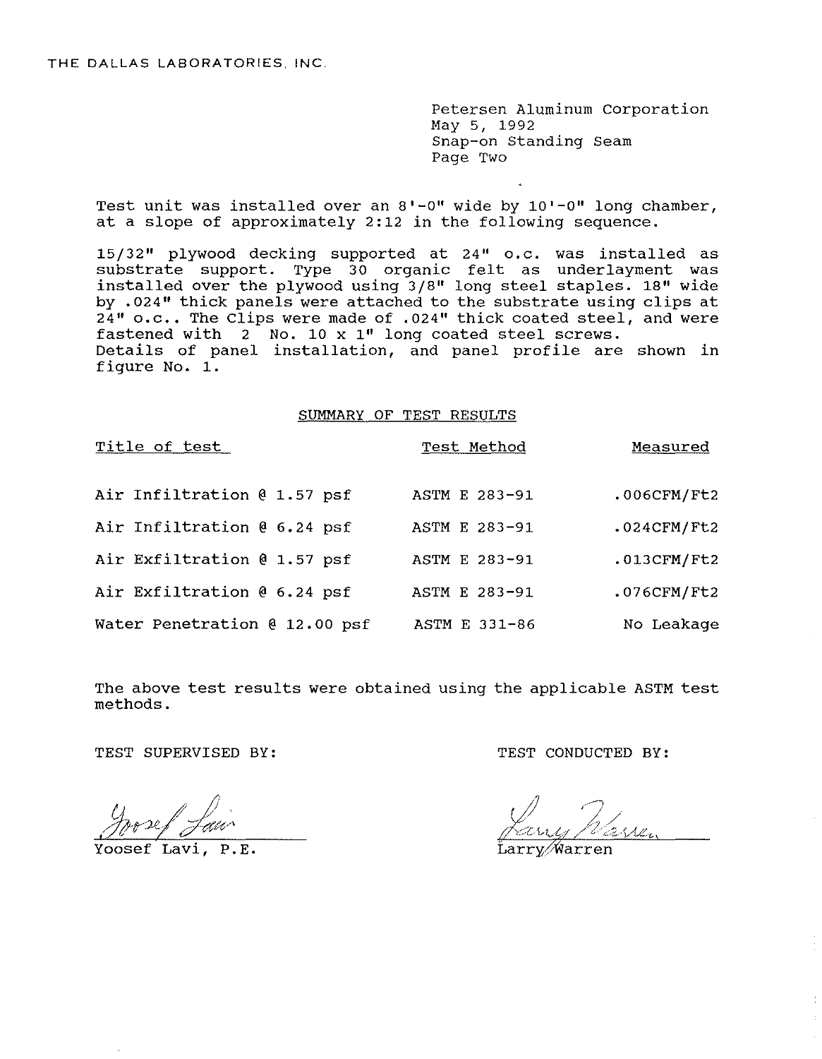THE DALLAS LABORATORIES, INC.

Petersen Aluminum Corporation
May 5, 1992
Snap-on Standing Seam
Page Two

Test unit was installed over an 8'-0" wide by 10'-0" long chamber, at a slope of approximately 2:12 in the following sequence.

15/32" plywood decking supported at 24" o.c. was installed as substrate support. Type 30 organic felt as underlayment was installed over the plywood using 3/8" long steel staples. 18" wide by .024" thick panels were attached to the substrate using clips at 24" o.c.. The Clips were made of .024" thick coated steel, and were fastened with 2 No. 10 x 1" long coated steel screws.
Details of panel installation, and panel profile are shown in figure No. 1.

## SUMMARY OF TEST RESULTS

| Title of test | Test Method | Measured |
|---|---|---|
| Air Infiltration @ 1.57 psf | ASTM E 283-91 | .006CFM/Ft2 |
| Air Infiltration @ 6.24 psf | ASTM E 283-91 | .024CFM/Ft2 |
| Air Exfiltration @ 1.57 psf | ASTM E 283-91 | .013CFM/Ft2 |
| Air Exfiltration @ 6.24 psf | ASTM E 283-91 | .076CFM/Ft2 |
| Water Penetration @ 12.00 psf | ASTM E 331-86 | No Leakage |

The above test results were obtained using the applicable ASTM test methods.

TEST SUPERVISED BY:

Yoosef Lavi, P.E.

TEST CONDUCTED BY:

Larry Warren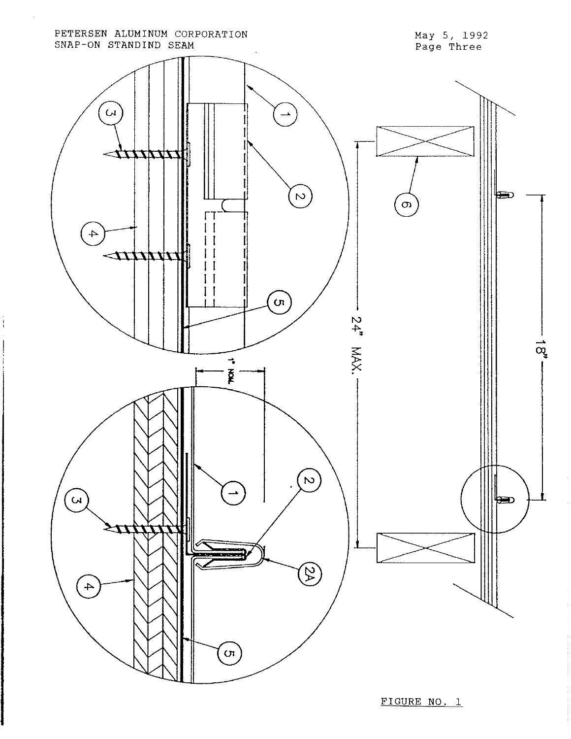PETERSEN ALUMINUM CORPORATION
SNAP-ON STANDIND SEAM

May 5, 1992
Page Three

1" NOM.

24" MAX.

18"

FIGURE NO. 1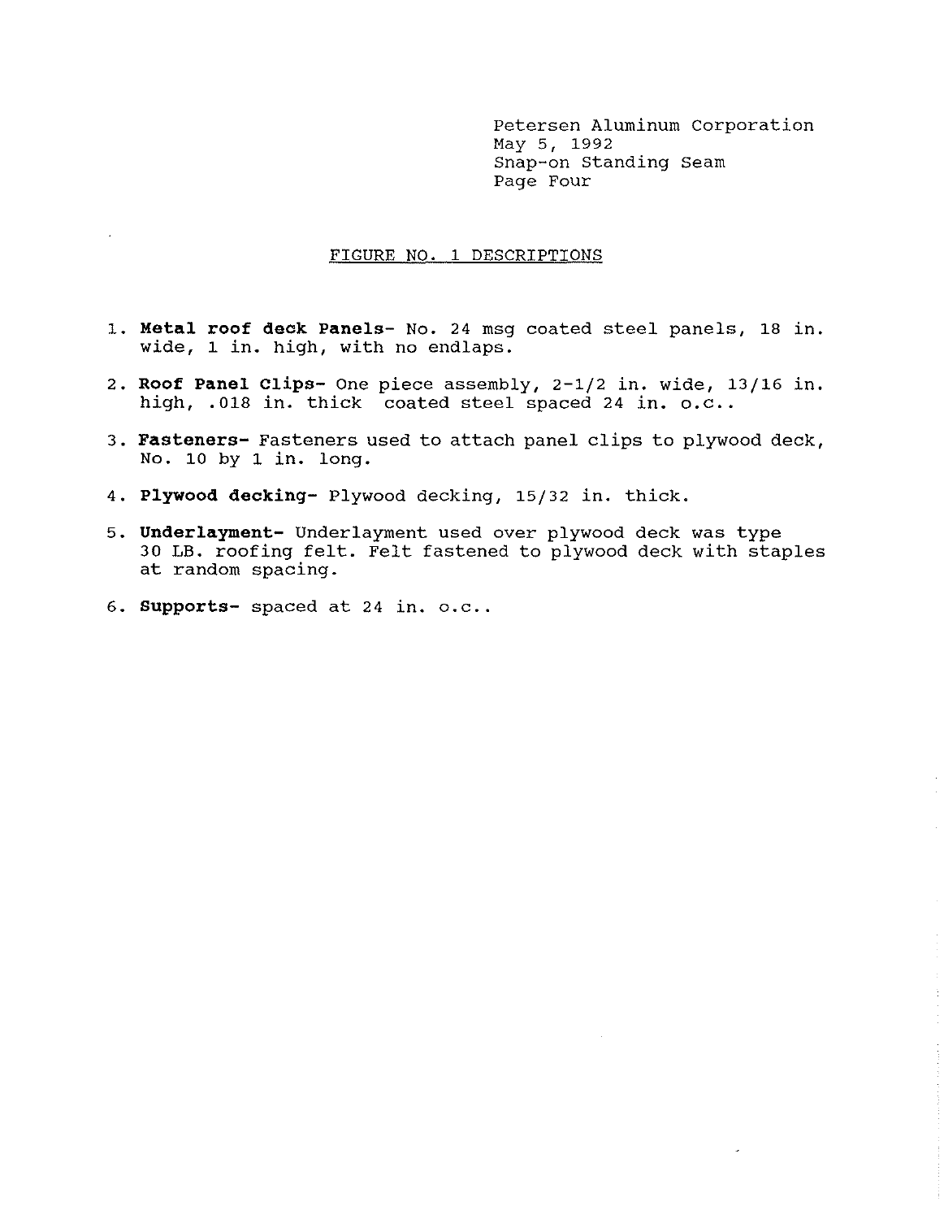FIGURE NO. 1 DESCRIPTIONS

1. **Metal roof deck Panels**- No. 24 msg coated steel panels, 18 in. wide, 1 in. high, with no endlaps.
2. **Roof Panel Clips**- One piece assembly, 2-1/2 in. wide, 13/16 in. high, .018 in. thick coated steel spaced 24 in. o.c..
3. **Fasteners**- Fasteners used to attach panel clips to plywood deck, No. 10 by 1 in. long.
4. **Plywood decking**- Plywood decking, 15/32 in. thick.
5. **Underlayment**- Underlayment used over plywood deck was type 30 LB. roofing felt. Felt fastened to plywood deck with staples at random spacing.
6. **Supports**- spaced at 24 in. o.c..